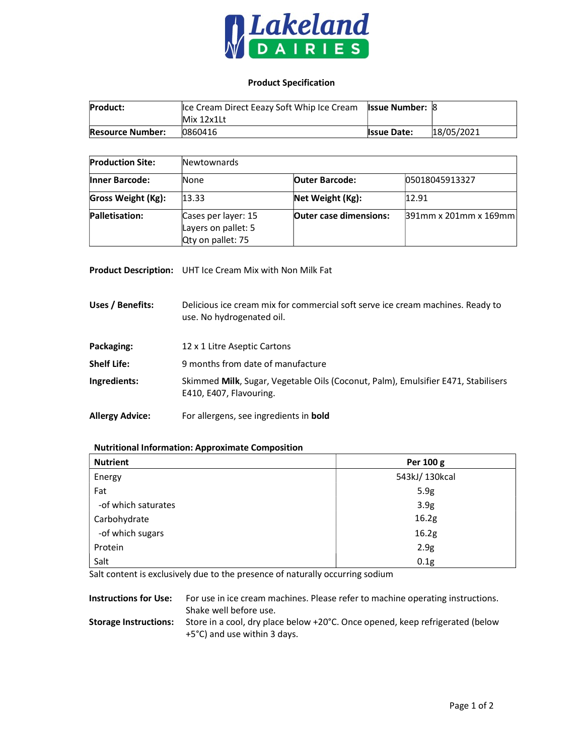Lakeland DAIRIES

## Product Specification

| Product: | Ice Cream Direct Eeazy Soft Whip Ice Cream Mix 12x1Lt | Issue Number: | 8 |
| --- | --- | --- | --- |
| Resource Number: | 0860416 | Issue Date: | 18/05/2021 |

| Production Site: | Newtownards | | |
| --- | --- | --- | --- |
| Inner Barcode: | None | Outer Barcode: | 05018045913327 |
| Gross Weight (Kg): | 13.33 | Net Weight (Kg): | 12.91 |
| Palletisation: | Cases per layer: 15<br>Layers on pallet: 5<br>Qty on pallet: 75 | Outer case dimensions: | 391mm x 201mm x 169mm |

**Product Description:** UHT Ice Cream Mix with Non Milk Fat

**Uses / Benefits:** Delicious ice cream mix for commercial soft serve ice cream machines. Ready to use. No hydrogenated oil.

**Packaging:** 12 x 1 Litre Aseptic Cartons

**Shelf Life:** 9 months from date of manufacture

**Ingredients:** Skimmed **Milk**, Sugar, Vegetable Oils (Coconut, Palm), Emulsifier E471, Stabilisers E410, E407, Flavouring.

**Allergy Advice:** For allergens, see ingredients in **bold**

**Nutritional Information: Approximate Composition**

| Nutrient | Per 100 g |
| --- | --- |
| Energy | 543kJ/ 130kcal |
| Fat | 5.9g |
| -of which saturates | 3.9g |
| Carbohydrate | 16.2g |
| -of which sugars | 16.2g |
| Protein | 2.9g |
| Salt | 0.1g |

Salt content is exclusively due to the presence of naturally occurring sodium

**Instructions for Use:** For use in ice cream machines. Please refer to machine operating instructions. Shake well before use.

**Storage Instructions:** Store in a cool, dry place below +20°C. Once opened, keep refrigerated (below +5°C) and use within 3 days.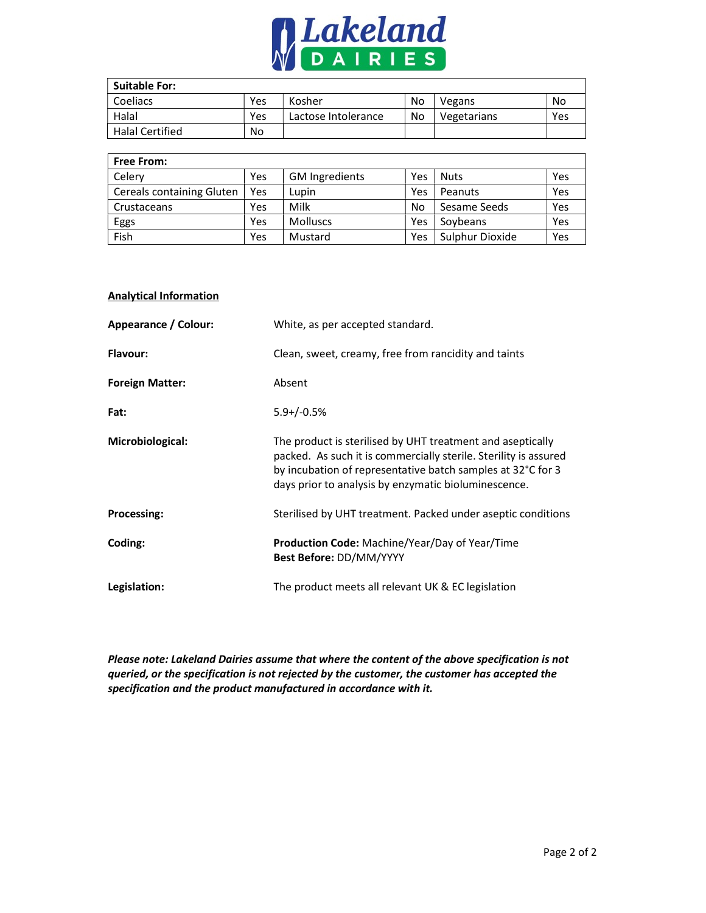**Lakeland DAIRIES**

| **Suitable For:** | | | | | |
|---|---|---|---|---|---|
| Coeliacs | Yes | Kosher | No | Vegans | No |
| Halal | Yes | Lactose Intolerance | No | Vegetarians | Yes |
| Halal Certified | No | | | | |

| **Free From:** | | | | | |
|---|---|---|---|---|---|
| Celery | Yes | GM Ingredients | Yes | Nuts | Yes |
| Cereals containing Gluten | Yes | Lupin | Yes | Peanuts | Yes |
| Crustaceans | Yes | Milk | No | Sesame Seeds | Yes |
| Eggs | Yes | Molluscs | Yes | Soybeans | Yes |
| Fish | Yes | Mustard | Yes | Sulphur Dioxide | Yes |

**Analytical Information**

**Appearance / Colour:** White, as per accepted standard.

**Flavour:** Clean, sweet, creamy, free from rancidity and taints

**Foreign Matter:** Absent

**Fat:** 5.9+/-0.5%

**Microbiological:** The product is sterilised by UHT treatment and aseptically packed. As such it is commercially sterile. Sterility is assured by incubation of representative batch samples at 32°C for 3 days prior to analysis by enzymatic bioluminescence.

**Processing:** Sterilised by UHT treatment. Packed under aseptic conditions

**Coding:** **Production Code:** Machine/Year/Day of Year/Time
**Best Before:** DD/MM/YYYY

**Legislation:** The product meets all relevant UK & EC legislation

***Please note: Lakeland Dairies assume that where the content of the above specification is not queried, or the specification is not rejected by the customer, the customer has accepted the specification and the product manufactured in accordance with it.***